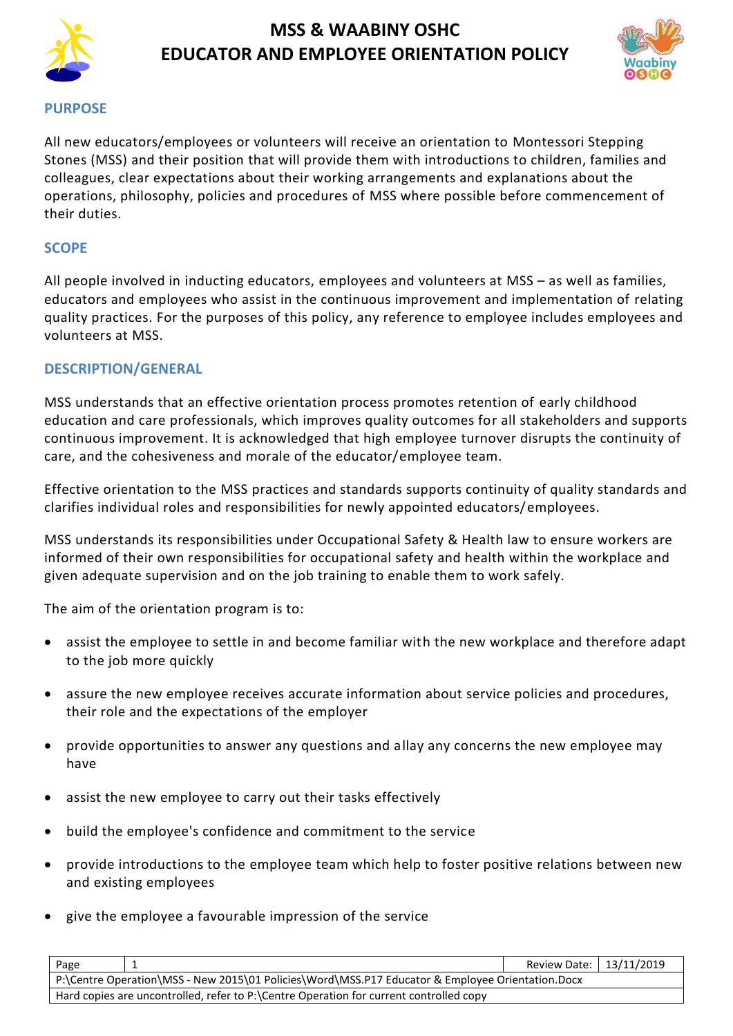# MSS & WAABINY OSHC
# EDUCATOR AND EMPLOYEE ORIENTATION POLICY

## PURPOSE

All new educators/employees or volunteers will receive an orientation to Montessori Stepping Stones (MSS) and their position that will provide them with introductions to children, families and colleagues, clear expectations about their working arrangements and explanations about the operations, philosophy, policies and procedures of MSS where possible before commencement of their duties.

## SCOPE

All people involved in inducting educators, employees and volunteers at MSS – as well as families, educators and employees who assist in the continuous improvement and implementation of relating quality practices. For the purposes of this policy, any reference to employee includes employees and volunteers at MSS.

## DESCRIPTION/GENERAL

MSS understands that an effective orientation process promotes retention of early childhood education and care professionals, which improves quality outcomes for all stakeholders and supports continuous improvement. It is acknowledged that high employee turnover disrupts the continuity of care, and the cohesiveness and morale of the educator/employee team.

Effective orientation to the MSS practices and standards supports continuity of quality standards and clarifies individual roles and responsibilities for newly appointed educators/employees.

MSS understands its responsibilities under Occupational Safety & Health law to ensure workers are informed of their own responsibilities for occupational safety and health within the workplace and given adequate supervision and on the job training to enable them to work safely.

The aim of the orientation program is to:

- assist the employee to settle in and become familiar with the new workplace and therefore adapt to the job more quickly
- assure the new employee receives accurate information about service policies and procedures, their role and the expectations of the employer
- provide opportunities to answer any questions and allay any concerns the new employee may have
- assist the new employee to carry out their tasks effectively
- build the employee's confidence and commitment to the service
- provide introductions to the employee team which help to foster positive relations between new and existing employees
- give the employee a favourable impression of the service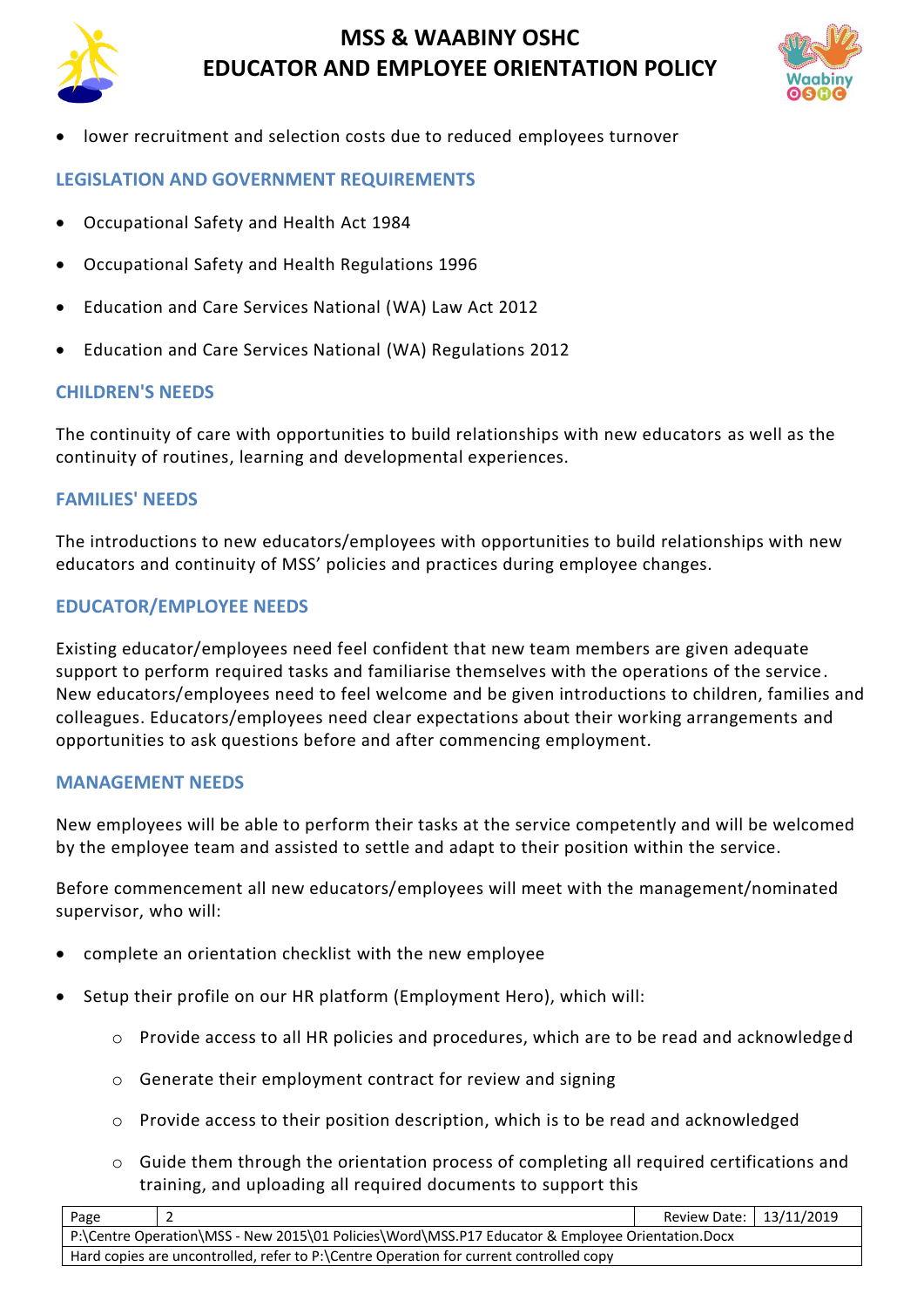- lower recruitment and selection costs due to reduced employees turnover

## LEGISLATION AND GOVERNMENT REQUIREMENTS

- Occupational Safety and Health Act 1984
- Occupational Safety and Health Regulations 1996
- Education and Care Services National (WA) Law Act 2012
- Education and Care Services National (WA) Regulations 2012

## CHILDREN'S NEEDS

The continuity of care with opportunities to build relationships with new educators as well as the continuity of routines, learning and developmental experiences.

## FAMILIES' NEEDS

The introductions to new educators/employees with opportunities to build relationships with new educators and continuity of MSS' policies and practices during employee changes.

## EDUCATOR/EMPLOYEE NEEDS

Existing educator/employees need feel confident that new team members are given adequate support to perform required tasks and familiarise themselves with the operations of the service. New educators/employees need to feel welcome and be given introductions to children, families and colleagues. Educators/employees need clear expectations about their working arrangements and opportunities to ask questions before and after commencing employment.

## MANAGEMENT NEEDS

New employees will be able to perform their tasks at the service competently and will be welcomed by the employee team and assisted to settle and adapt to their position within the service.

Before commencement all new educators/employees will meet with the management/nominated supervisor, who will:

- complete an orientation checklist with the new employee
- Setup their profile on our HR platform (Employment Hero), which will:
    - Provide access to all HR policies and procedures, which are to be read and acknowledged
    - Generate their employment contract for review and signing
    - Provide access to their position description, which is to be read and acknowledged
    - Guide them through the orientation process of completing all required certifications and training, and uploading all required documents to support this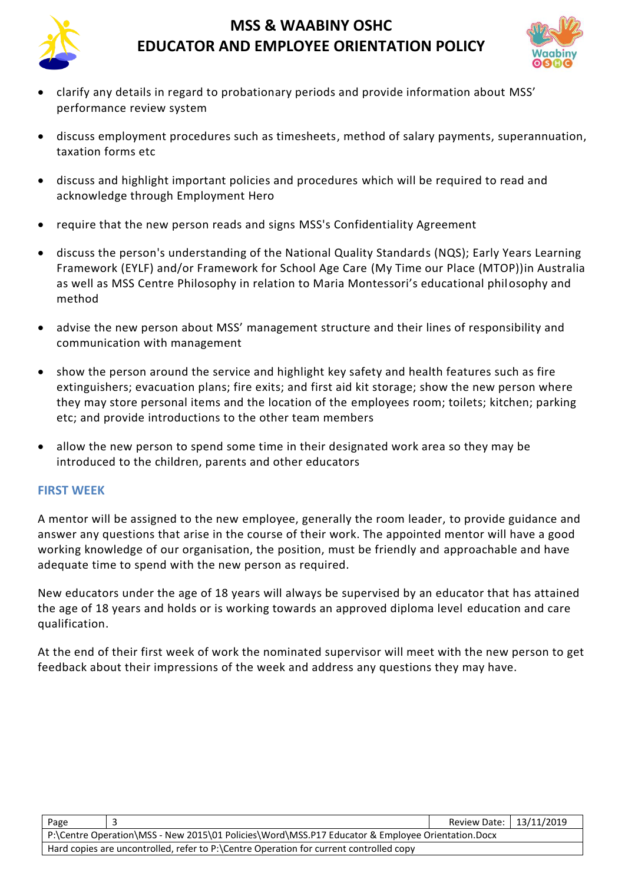- clarify any details in regard to probationary periods and provide information about MSS' performance review system
- discuss employment procedures such as timesheets, method of salary payments, superannuation, taxation forms etc
- discuss and highlight important policies and procedures which will be required to read and acknowledge through Employment Hero
- require that the new person reads and signs MSS's Confidentiality Agreement
- discuss the person's understanding of the National Quality Standards (NQS); Early Years Learning Framework (EYLF) and/or Framework for School Age Care (My Time our Place (MTOP))in Australia as well as MSS Centre Philosophy in relation to Maria Montessori's educational philosophy and method
- advise the new person about MSS' management structure and their lines of responsibility and communication with management
- show the person around the service and highlight key safety and health features such as fire extinguishers; evacuation plans; fire exits; and first aid kit storage; show the new person where they may store personal items and the location of the employees room; toilets; kitchen; parking etc; and provide introductions to the other team members
- allow the new person to spend some time in their designated work area so they may be introduced to the children, parents and other educators

## FIRST WEEK

A mentor will be assigned to the new employee, generally the room leader, to provide guidance and answer any questions that arise in the course of their work. The appointed mentor will have a good working knowledge of our organisation, the position, must be friendly and approachable and have adequate time to spend with the new person as required.

New educators under the age of 18 years will always be supervised by an educator that has attained the age of 18 years and holds or is working towards an approved diploma level education and care qualification.

At the end of their first week of work the nominated supervisor will meet with the new person to get feedback about their impressions of the week and address any questions they may have.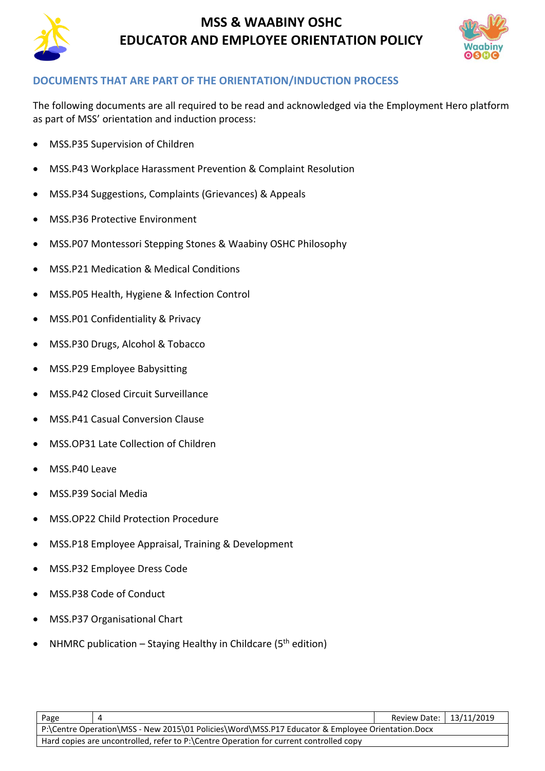## DOCUMENTS THAT ARE PART OF THE ORIENTATION/INDUCTION PROCESS

The following documents are all required to be read and acknowledged via the Employment Hero platform as part of MSS' orientation and induction process:

- MSS.P35 Supervision of Children
- MSS.P43 Workplace Harassment Prevention & Complaint Resolution
- MSS.P34 Suggestions, Complaints (Grievances) & Appeals
- MSS.P36 Protective Environment
- MSS.P07 Montessori Stepping Stones & Waabiny OSHC Philosophy
- MSS.P21 Medication & Medical Conditions
- MSS.P05 Health, Hygiene & Infection Control
- MSS.P01 Confidentiality & Privacy
- MSS.P30 Drugs, Alcohol & Tobacco
- MSS.P29 Employee Babysitting
- MSS.P42 Closed Circuit Surveillance
- MSS.P41 Casual Conversion Clause
- MSS.OP31 Late Collection of Children
- MSS.P40 Leave
- MSS.P39 Social Media
- MSS.OP22 Child Protection Procedure
- MSS.P18 Employee Appraisal, Training & Development
- MSS.P32 Employee Dress Code
- MSS.P38 Code of Conduct
- MSS.P37 Organisational Chart
- NHMRC publication – Staying Healthy in Childcare (5th edition)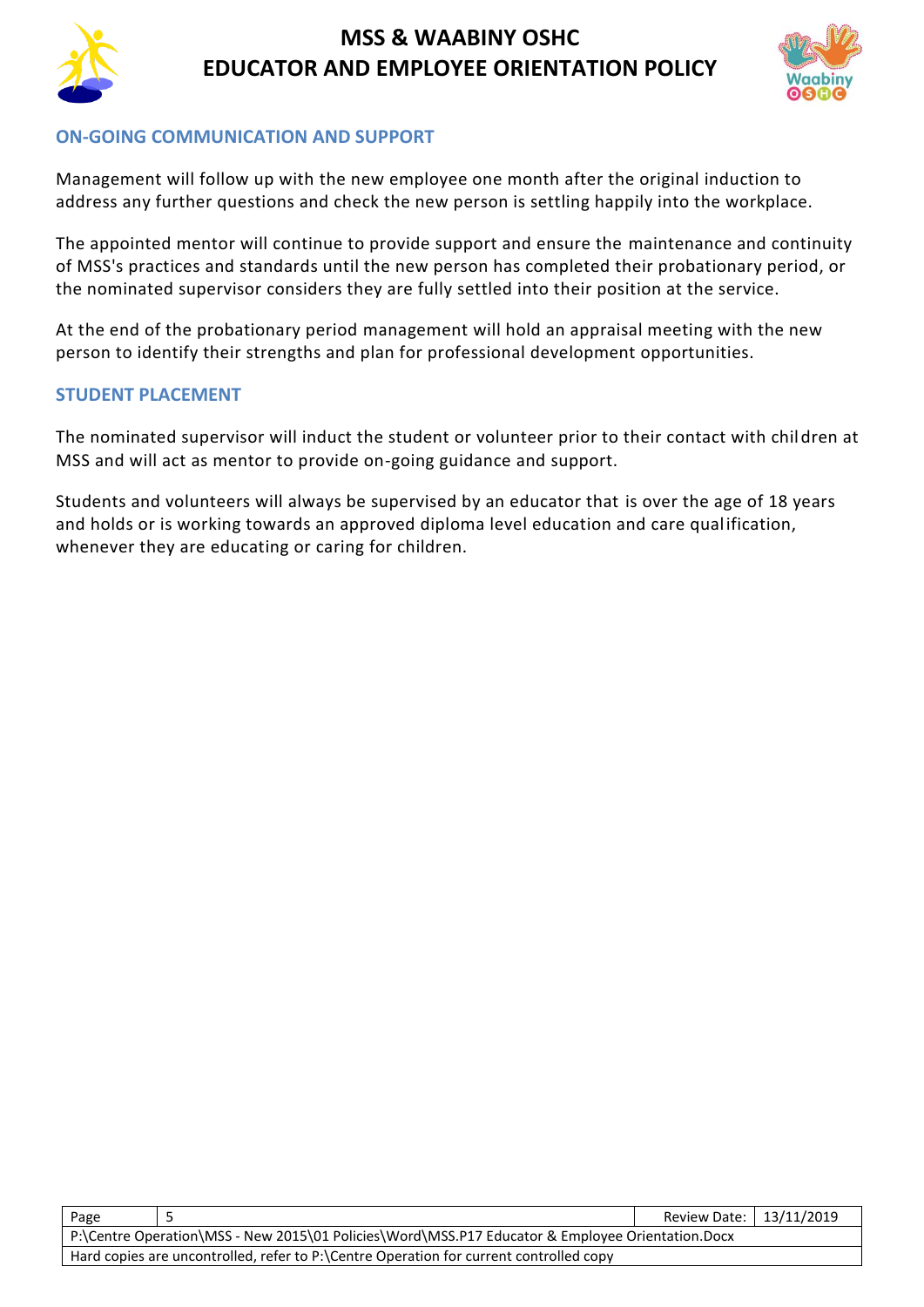## ON-GOING COMMUNICATION AND SUPPORT

Management will follow up with the new employee one month after the original induction to address any further questions and check the new person is settling happily into the workplace.

The appointed mentor will continue to provide support and ensure the maintenance and continuity of MSS's practices and standards until the new person has completed their probationary period, or the nominated supervisor considers they are fully settled into their position at the service.

At the end of the probationary period management will hold an appraisal meeting with the new person to identify their strengths and plan for professional development opportunities.

## STUDENT PLACEMENT

The nominated supervisor will induct the student or volunteer prior to their contact with children at MSS and will act as mentor to provide on-going guidance and support.

Students and volunteers will always be supervised by an educator that is over the age of 18 years and holds or is working towards an approved diploma level education and care qualification, whenever they are educating or caring for children.